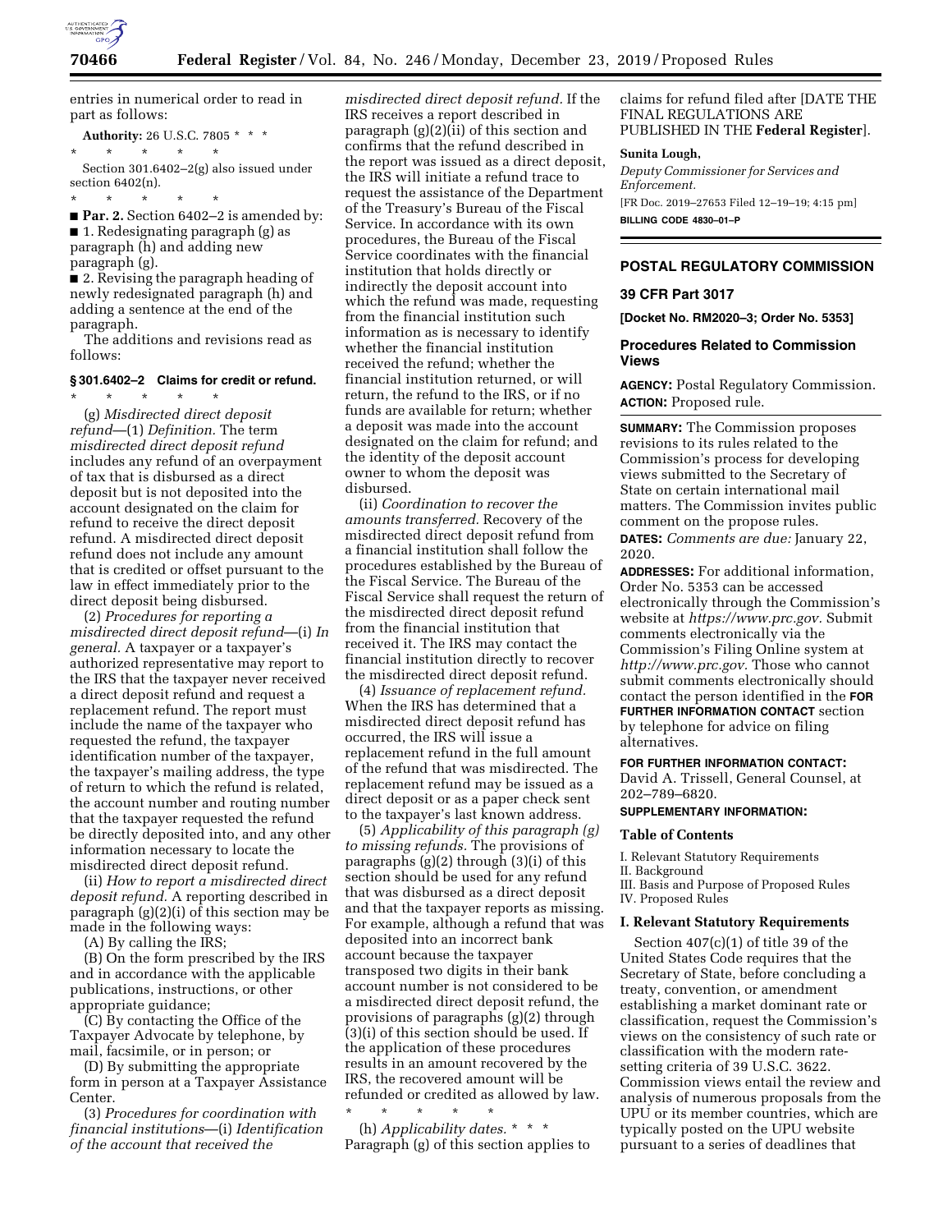entries in numerical order to read in part as follows:

**Authority:** 26 U.S.C. 7805 * * *

\* \* \* \* \*

Section 301.6402–2(g) also issued under section 6402(n).

\* \* \* \* \*

■ **Par. 2.** Section 6402–2 is amended by:

■ 1. Redesignating paragraph (g) as paragraph (h) and adding new paragraph (g).

■ 2. Revising the paragraph heading of newly redesignated paragraph (h) and adding a sentence at the end of the paragraph.

The additions and revisions read as follows:

### § 301.6402–2 Claims for credit or refund.

\* \* \* \* \*

(g) *Misdirected direct deposit refund*—(1) *Definition.* The term *misdirected direct deposit refund* includes any refund of an overpayment of tax that is disbursed as a direct deposit but is not deposited into the account designated on the claim for refund to receive the direct deposit refund. A misdirected direct deposit refund does not include any amount that is credited or offset pursuant to the law in effect immediately prior to the direct deposit being disbursed.

(2) *Procedures for reporting a misdirected direct deposit refund*—(i) *In general.* A taxpayer or a taxpayer's authorized representative may report to the IRS that the taxpayer never received a direct deposit refund and request a replacement refund. The report must include the name of the taxpayer who requested the refund, the taxpayer identification number of the taxpayer, the taxpayer's mailing address, the type of return to which the refund is related, the account number and routing number that the taxpayer requested the refund be directly deposited into, and any other information necessary to locate the misdirected direct deposit refund.

(ii) *How to report a misdirected direct deposit refund.* A reporting described in paragraph (g)(2)(i) of this section may be made in the following ways:

(A) By calling the IRS;

(B) On the form prescribed by the IRS and in accordance with the applicable publications, instructions, or other appropriate guidance;

(C) By contacting the Office of the Taxpayer Advocate by telephone, by mail, facsimile, or in person; or

(D) By submitting the appropriate form in person at a Taxpayer Assistance Center.

(3) *Procedures for coordination with financial institutions*—(i) *Identification of the account that received the misdirected direct deposit refund.* If the IRS receives a report described in paragraph (g)(2)(ii) of this section and confirms that the refund described in the report was issued as a direct deposit, the IRS will initiate a refund trace to request the assistance of the Department of the Treasury's Bureau of the Fiscal Service. In accordance with its own procedures, the Bureau of the Fiscal Service coordinates with the financial institution that holds directly or indirectly the deposit account into which the refund was made, requesting from the financial institution such information as is necessary to identify whether the financial institution received the refund; whether the financial institution returned, or will return, the refund to the IRS, or if no funds are available for return; whether a deposit was made into the account designated on the claim for refund; and the identity of the deposit account owner to whom the deposit was disbursed.

(ii) *Coordination to recover the amounts transferred.* Recovery of the misdirected direct deposit refund from a financial institution shall follow the procedures established by the Bureau of the Fiscal Service. The Bureau of the Fiscal Service shall request the return of the misdirected direct deposit refund from the financial institution that received it. The IRS may contact the financial institution directly to recover the misdirected direct deposit refund.

(4) *Issuance of replacement refund.* When the IRS has determined that a misdirected direct deposit refund has occurred, the IRS will issue a replacement refund in the full amount of the refund that was misdirected. The replacement refund may be issued as a direct deposit or as a paper check sent to the taxpayer's last known address.

(5) *Applicability of this paragraph (g) to missing refunds.* The provisions of paragraphs (g)(2) through (3)(i) of this section should be used for any refund that was disbursed as a direct deposit and that the taxpayer reports as missing. For example, although a refund that was deposited into an incorrect bank account because the taxpayer transposed two digits in their bank account number is not considered to be a misdirected direct deposit refund, the provisions of paragraphs (g)(2) through (3)(i) of this section should be used. If the application of these procedures results in an amount recovered by the IRS, the recovered amount will be refunded or credited as allowed by law.

\* \* \* \* \*

(h) *Applicability dates.* * * * Paragraph (g) of this section applies to claims for refund filed after [DATE THE FINAL REGULATIONS ARE PUBLISHED IN THE **Federal Register**].

**Sunita Lough,**

*Deputy Commissioner for Services and Enforcement.*

[FR Doc. 2019–27653 Filed 12–19–19; 4:15 pm]

**BILLING CODE 4830–01–P**

---

## POSTAL REGULATORY COMMISSION

### 39 CFR Part 3017

**[Docket No. RM2020–3; Order No. 5353]**

## Procedures Related to Commission Views

**AGENCY:** Postal Regulatory Commission.

**ACTION:** Proposed rule.

**SUMMARY:** The Commission proposes revisions to its rules related to the Commission's process for developing views submitted to the Secretary of State on certain international mail matters. The Commission invites public comment on the propose rules.

**DATES:** *Comments are due:* January 22, 2020.

**ADDRESSES:** For additional information, Order No. 5353 can be accessed electronically through the Commission's website at *https://www.prc.gov.* Submit comments electronically via the Commission's Filing Online system at *http://www.prc.gov.* Those who cannot submit comments electronically should contact the person identified in the **FOR FURTHER INFORMATION CONTACT** section by telephone for advice on filing alternatives.

**FOR FURTHER INFORMATION CONTACT:** David A. Trissell, General Counsel, at 202–789–6820.

**SUPPLEMENTARY INFORMATION:**

### Table of Contents

I. Relevant Statutory Requirements
II. Background
III. Basis and Purpose of Proposed Rules
IV. Proposed Rules

### I. Relevant Statutory Requirements

Section 407(c)(1) of title 39 of the United States Code requires that the Secretary of State, before concluding a treaty, convention, or amendment establishing a market dominant rate or classification, request the Commission's views on the consistency of such rate or classification with the modern rate-setting criteria of 39 U.S.C. 3622. Commission views entail the review and analysis of numerous proposals from the UPU or its member countries, which are typically posted on the UPU website pursuant to a series of deadlines that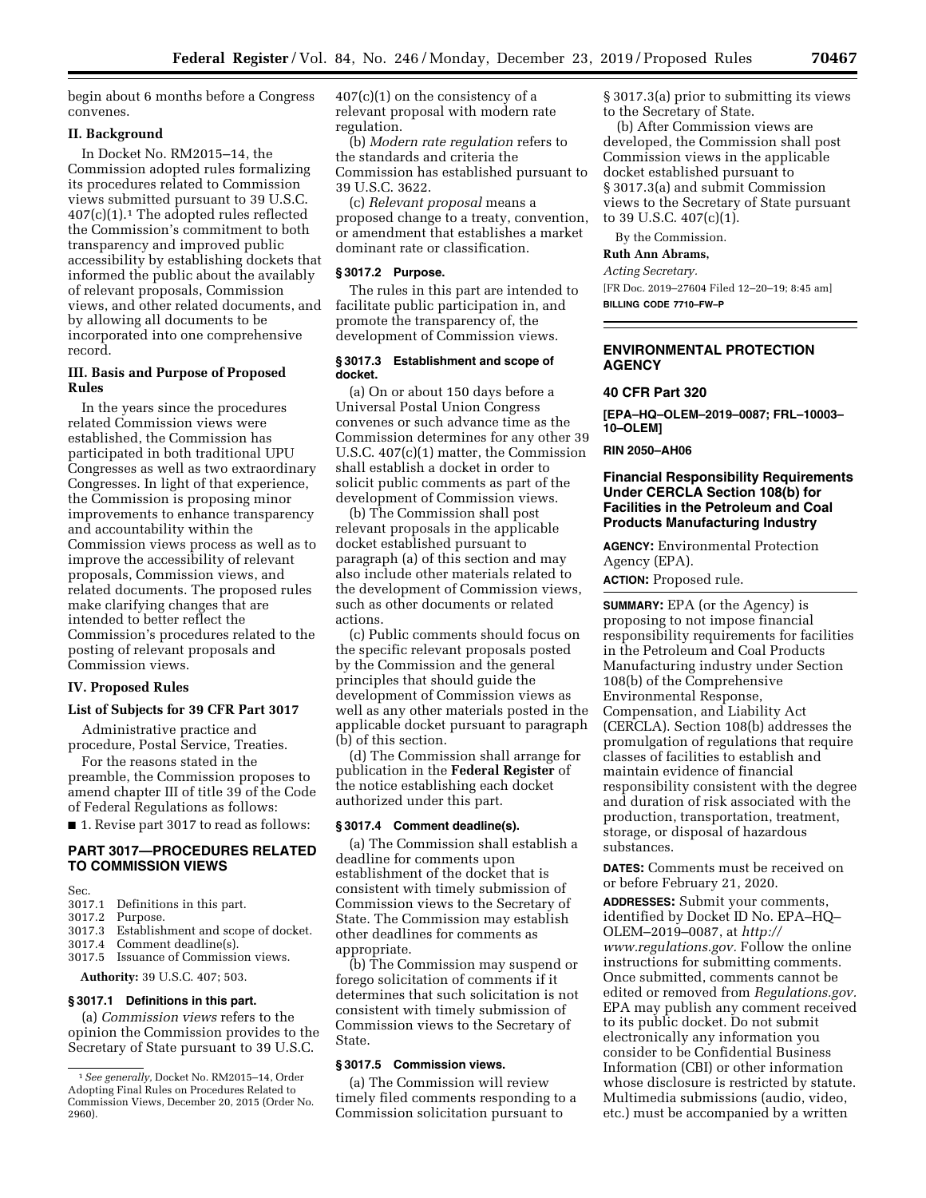begin about 6 months before a Congress convenes.

## II. Background

In Docket No. RM2015–14, the Commission adopted rules formalizing its procedures related to Commission views submitted pursuant to 39 U.S.C. 407(c)(1).[1] The adopted rules reflected the Commission's commitment to both transparency and improved public accessibility by establishing dockets that informed the public about the availably of relevant proposals, Commission views, and other related documents, and by allowing all documents to be incorporated into one comprehensive record.

## III. Basis and Purpose of Proposed Rules

In the years since the procedures related Commission views were established, the Commission has participated in both traditional UPU Congresses as well as two extraordinary Congresses. In light of that experience, the Commission is proposing minor improvements to enhance transparency and accountability within the Commission views process as well as to improve the accessibility of relevant proposals, Commission views, and related documents. The proposed rules make clarifying changes that are intended to better reflect the Commission's procedures related to the posting of relevant proposals and Commission views.

## IV. Proposed Rules

### List of Subjects for 39 CFR Part 3017

Administrative practice and procedure, Postal Service, Treaties.

For the reasons stated in the preamble, the Commission proposes to amend chapter III of title 39 of the Code of Federal Regulations as follows:

■ 1. Revise part 3017 to read as follows:

## PART 3017—PROCEDURES RELATED TO COMMISSION VIEWS

Sec.
3017.1 Definitions in this part.
3017.2 Purpose.
3017.3 Establishment and scope of docket.
3017.4 Comment deadline(s).
3017.5 Issuance of Commission views.

**Authority:** 39 U.S.C. 407; 503.

### § 3017.1 Definitions in this part.

(a) *Commission views* refers to the opinion the Commission provides to the Secretary of State pursuant to 39 U.S.C. 407(c)(1) on the consistency of a relevant proposal with modern rate regulation.

(b) *Modern rate regulation* refers to the standards and criteria the Commission has established pursuant to 39 U.S.C. 3622.

(c) *Relevant proposal* means a proposed change to a treaty, convention, or amendment that establishes a market dominant rate or classification.

### § 3017.2 Purpose.

The rules in this part are intended to facilitate public participation in, and promote the transparency of, the development of Commission views.

### § 3017.3 Establishment and scope of docket.

(a) On or about 150 days before a Universal Postal Union Congress convenes or such advance time as the Commission determines for any other 39 U.S.C. 407(c)(1) matter, the Commission shall establish a docket in order to solicit public comments as part of the development of Commission views.

(b) The Commission shall post relevant proposals in the applicable docket established pursuant to paragraph (a) of this section and may also include other materials related to the development of Commission views, such as other documents or related actions.

(c) Public comments should focus on the specific relevant proposals posted by the Commission and the general principles that should guide the development of Commission views as well as any other materials posted in the applicable docket pursuant to paragraph (b) of this section.

(d) The Commission shall arrange for publication in the **Federal Register** of the notice establishing each docket authorized under this part.

### § 3017.4 Comment deadline(s).

(a) The Commission shall establish a deadline for comments upon establishment of the docket that is consistent with timely submission of Commission views to the Secretary of State. The Commission may establish other deadlines for comments as appropriate.

(b) The Commission may suspend or forego solicitation of comments if it determines that such solicitation is not consistent with timely submission of Commission views to the Secretary of State.

### § 3017.5 Commission views.

(a) The Commission will review timely filed comments responding to a Commission solicitation pursuant to § 3017.3(a) prior to submitting its views to the Secretary of State.

(b) After Commission views are developed, the Commission shall post Commission views in the applicable docket established pursuant to § 3017.3(a) and submit Commission views to the Secretary of State pursuant to 39 U.S.C. 407(c)(1).

By the Commission.

**Ruth Ann Abrams,**

*Acting Secretary.*

[FR Doc. 2019–27604 Filed 12–20–19; 8:45 am]

**BILLING CODE 7710–FW–P**

[1] *See generally,* Docket No. RM2015–14, Order Adopting Final Rules on Procedures Related to Commission Views, December 20, 2015 (Order No. 2960).

---

## ENVIRONMENTAL PROTECTION AGENCY

### 40 CFR Part 320

**[EPA–HQ–OLEM–2019–0087; FRL–10003–10–OLEM]**

**RIN 2050–AH06**

## Financial Responsibility Requirements Under CERCLA Section 108(b) for Facilities in the Petroleum and Coal Products Manufacturing Industry

**AGENCY:** Environmental Protection Agency (EPA).

**ACTION:** Proposed rule.

**SUMMARY:** EPA (or the Agency) is proposing to not impose financial responsibility requirements for facilities in the Petroleum and Coal Products Manufacturing industry under Section 108(b) of the Comprehensive Environmental Response, Compensation, and Liability Act (CERCLA). Section 108(b) addresses the promulgation of regulations that require classes of facilities to establish and maintain evidence of financial responsibility consistent with the degree and duration of risk associated with the production, transportation, treatment, storage, or disposal of hazardous substances.

**DATES:** Comments must be received on or before February 21, 2020.

**ADDRESSES:** Submit your comments, identified by Docket ID No. EPA–HQ–OLEM–2019–0087, at *http://www.regulations.gov.* Follow the online instructions for submitting comments. Once submitted, comments cannot be edited or removed from *Regulations.gov.* EPA may publish any comment received to its public docket. Do not submit electronically any information you consider to be Confidential Business Information (CBI) or other information whose disclosure is restricted by statute. Multimedia submissions (audio, video, etc.) must be accompanied by a written